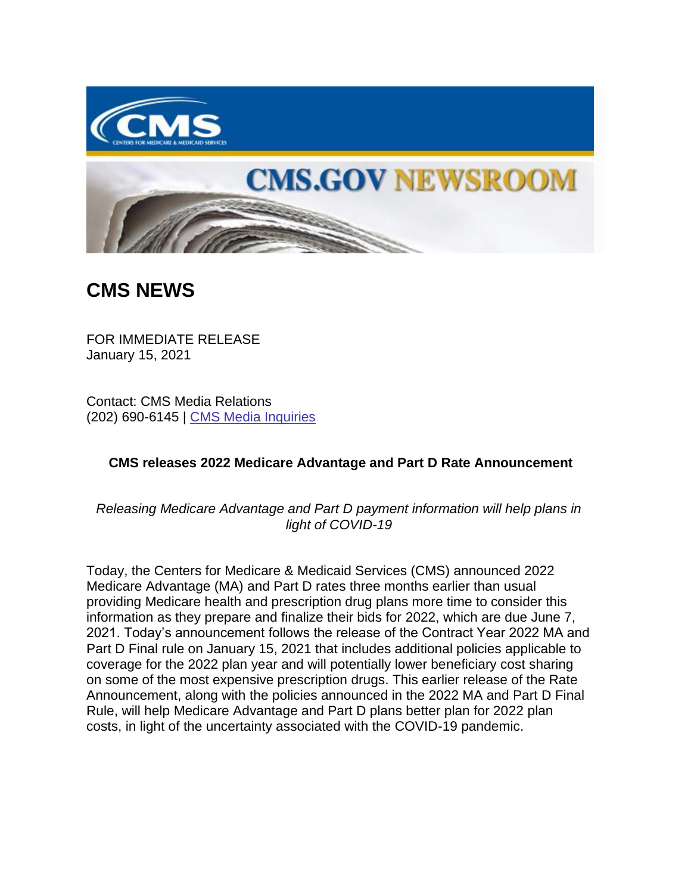# CMS NEWS

FOR IMMEDIATE RELEASE
January 15, 2021

Contact: CMS Media Relations
(202) 690-6145 | [CMS Media Inquiries]

**CMS releases 2022 Medicare Advantage and Part D Rate Announcement**

*Releasing Medicare Advantage and Part D payment information will help plans in light of COVID-19*

Today, the Centers for Medicare & Medicaid Services (CMS) announced 2022 Medicare Advantage (MA) and Part D rates three months earlier than usual providing Medicare health and prescription drug plans more time to consider this information as they prepare and finalize their bids for 2022, which are due June 7, 2021. Today's announcement follows the release of the Contract Year 2022 MA and Part D Final rule on January 15, 2021 that includes additional policies applicable to coverage for the 2022 plan year and will potentially lower beneficiary cost sharing on some of the most expensive prescription drugs. This earlier release of the Rate Announcement, along with the policies announced in the 2022 MA and Part D Final Rule, will help Medicare Advantage and Part D plans better plan for 2022 plan costs, in light of the uncertainty associated with the COVID-19 pandemic.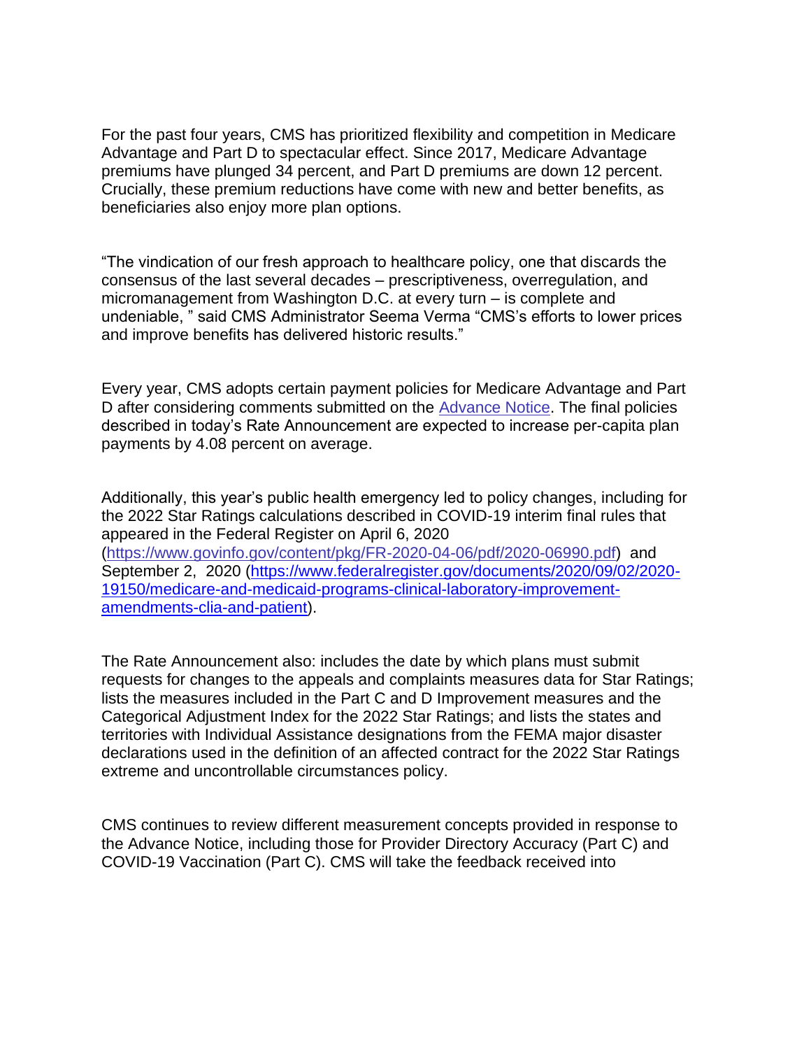For the past four years, CMS has prioritized flexibility and competition in Medicare Advantage and Part D to spectacular effect. Since 2017, Medicare Advantage premiums have plunged 34 percent, and Part D premiums are down 12 percent. Crucially, these premium reductions have come with new and better benefits, as beneficiaries also enjoy more plan options.

"The vindication of our fresh approach to healthcare policy, one that discards the consensus of the last several decades – prescriptiveness, overregulation, and micromanagement from Washington D.C. at every turn – is complete and undeniable, " said CMS Administrator Seema Verma "CMS's efforts to lower prices and improve benefits has delivered historic results."

Every year, CMS adopts certain payment policies for Medicare Advantage and Part D after considering comments submitted on the [Advance Notice](). The final policies described in today's Rate Announcement are expected to increase per-capita plan payments by 4.08 percent on average.

Additionally, this year's public health emergency led to policy changes, including for the 2022 Star Ratings calculations described in COVID-19 interim final rules that appeared in the Federal Register on April 6, 2020 (https://www.govinfo.gov/content/pkg/FR-2020-04-06/pdf/2020-06990.pdf) and September 2, 2020 (https://www.federalregister.gov/documents/2020/09/02/2020-19150/medicare-and-medicaid-programs-clinical-laboratory-improvement-amendments-clia-and-patient).

The Rate Announcement also: includes the date by which plans must submit requests for changes to the appeals and complaints measures data for Star Ratings; lists the measures included in the Part C and D Improvement measures and the Categorical Adjustment Index for the 2022 Star Ratings; and lists the states and territories with Individual Assistance designations from the FEMA major disaster declarations used in the definition of an affected contract for the 2022 Star Ratings extreme and uncontrollable circumstances policy.

CMS continues to review different measurement concepts provided in response to the Advance Notice, including those for Provider Directory Accuracy (Part C) and COVID-19 Vaccination (Part C). CMS will take the feedback received into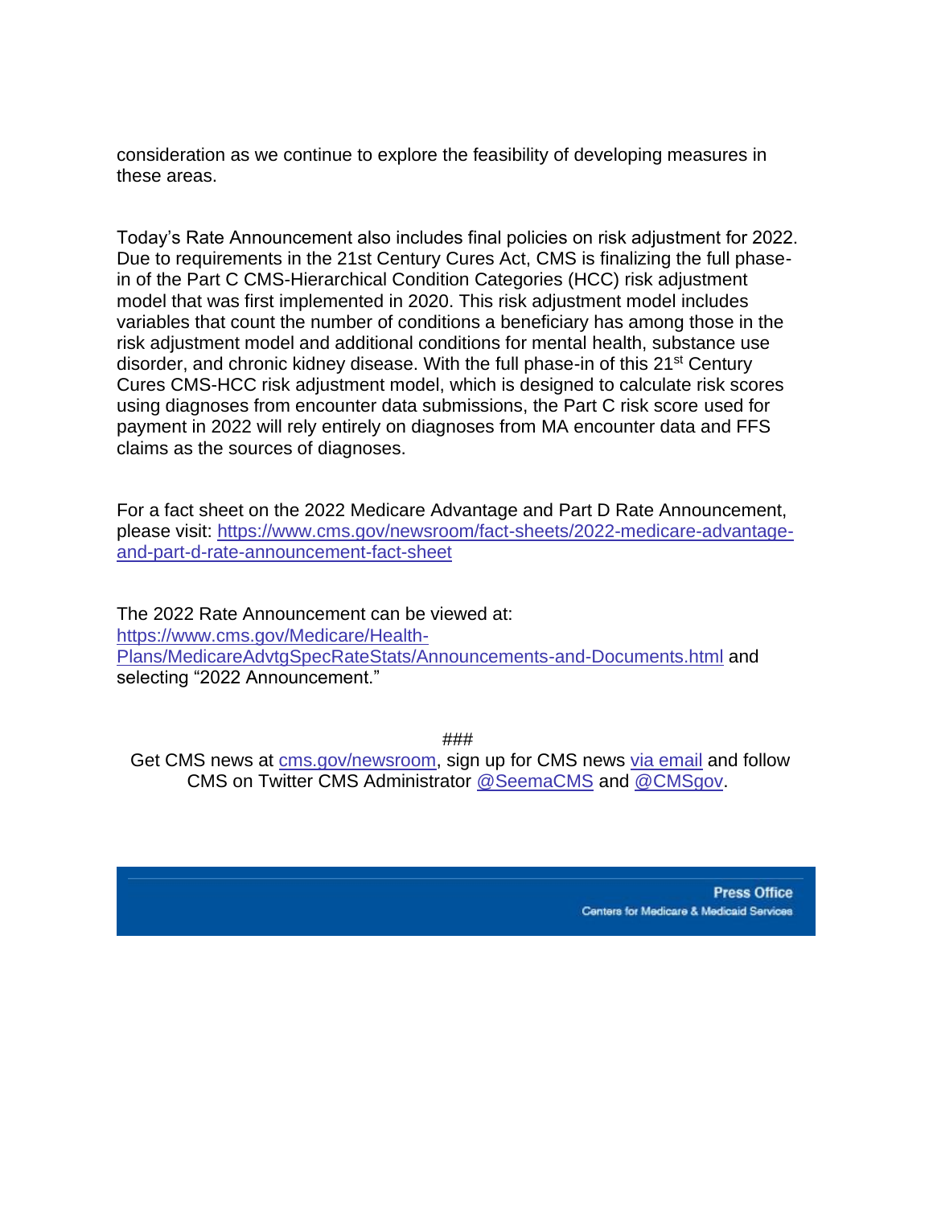consideration as we continue to explore the feasibility of developing measures in these areas.

Today's Rate Announcement also includes final policies on risk adjustment for 2022. Due to requirements in the 21st Century Cures Act, CMS is finalizing the full phase-in of the Part C CMS-Hierarchical Condition Categories (HCC) risk adjustment model that was first implemented in 2020. This risk adjustment model includes variables that count the number of conditions a beneficiary has among those in the risk adjustment model and additional conditions for mental health, substance use disorder, and chronic kidney disease. With the full phase-in of this 21st Century Cures CMS-HCC risk adjustment model, which is designed to calculate risk scores using diagnoses from encounter data submissions, the Part C risk score used for payment in 2022 will rely entirely on diagnoses from MA encounter data and FFS claims as the sources of diagnoses.

For a fact sheet on the 2022 Medicare Advantage and Part D Rate Announcement, please visit: [https://www.cms.gov/newsroom/fact-sheets/2022-medicare-advantage-and-part-d-rate-announcement-fact-sheet](https://www.cms.gov/newsroom/fact-sheets/2022-medicare-advantage-and-part-d-rate-announcement-fact-sheet)

The 2022 Rate Announcement can be viewed at: [https://www.cms.gov/Medicare/Health-Plans/MedicareAdvtgSpecRateStats/Announcements-and-Documents.html](https://www.cms.gov/Medicare/Health-Plans/MedicareAdvtgSpecRateStats/Announcements-and-Documents.html) and selecting "2022 Announcement."

###

Get CMS news at cms.gov/newsroom, sign up for CMS news via email and follow CMS on Twitter CMS Administrator @SeemaCMS and @CMSgov.

**Press Office**
Centers for Medicare & Medicaid Services